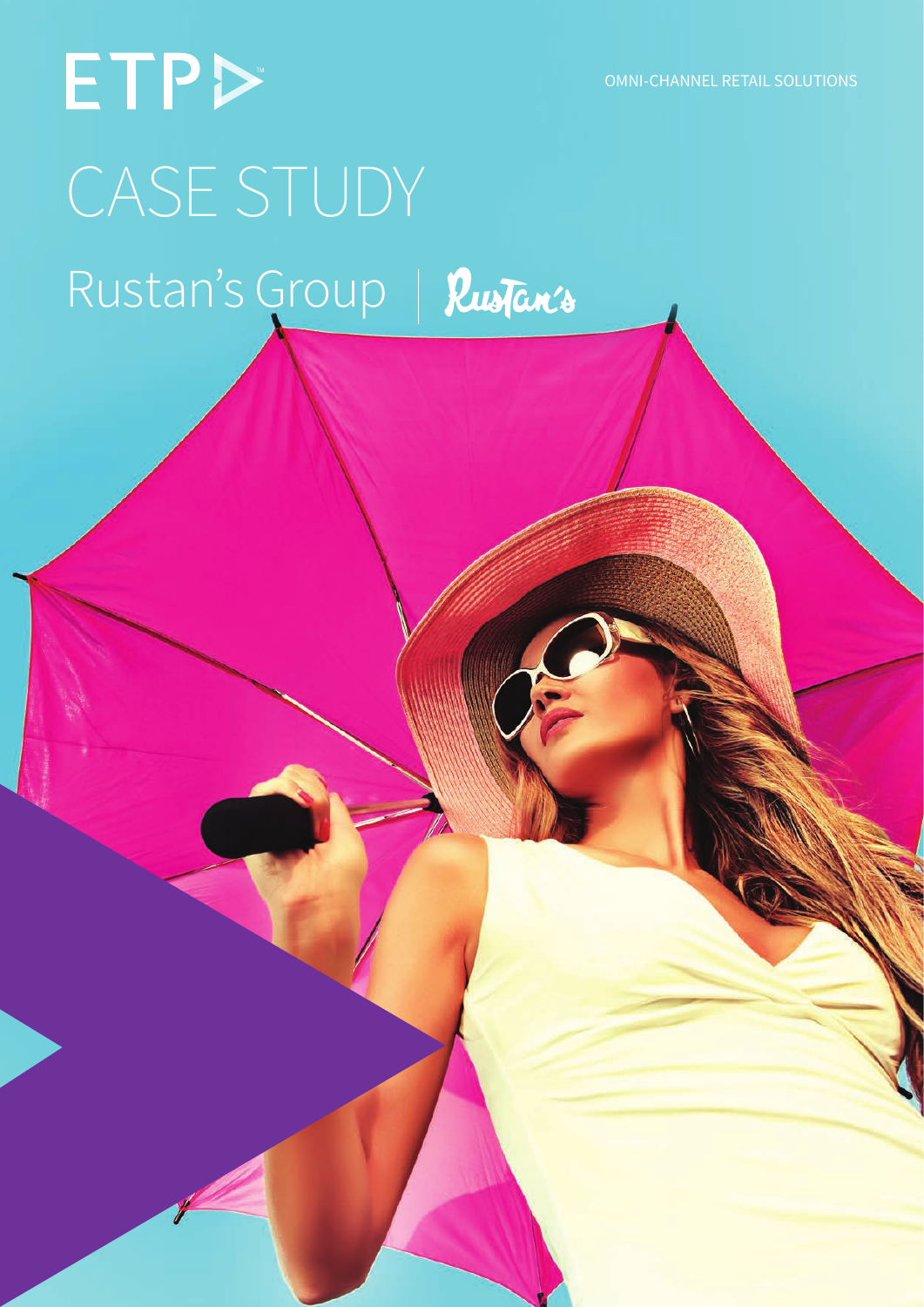ETP

OMNI-CHANNEL RETAIL SOLUTIONS

# CASE STUDY

## Rustan's Group | Rustan's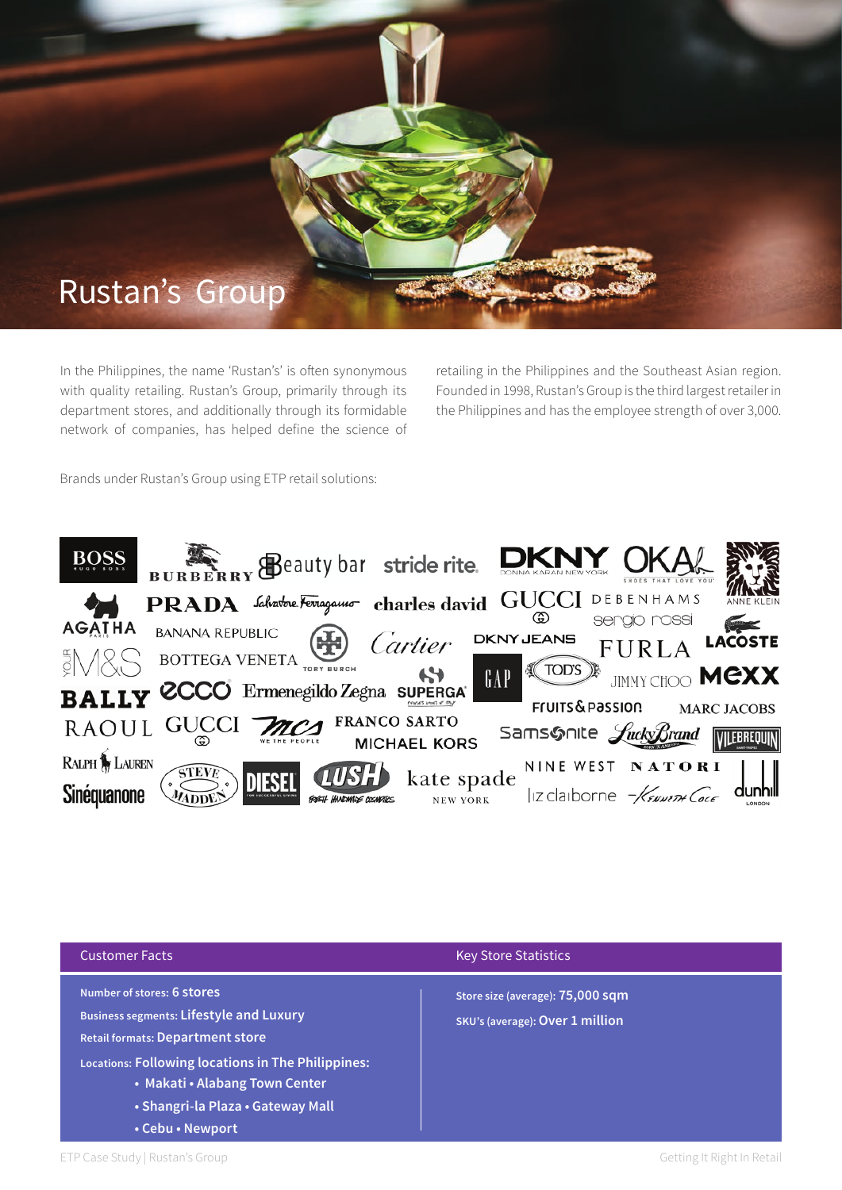# Rustan's Group

In the Philippines, the name 'Rustan's' is often synonymous with quality retailing. Rustan's Group, primarily through its department stores, and additionally through its formidable network of companies, has helped define the science of retailing in the Philippines and the Southeast Asian region. Founded in 1998, Rustan's Group is the third largest retailer in the Philippines and has the employee strength of over 3,000.

Brands under Rustan's Group using ETP retail solutions:

BOSS Hugo Boss, Burberry, Beauty bar, stride rite, DKNY Donna Karan New York, OKA, Anne Klein, Agatha Paris, Prada, Salvatore Ferragamo, charles david, Gucci, Debenhams, sergio rossi, Banana Republic, Cartier, DKNY Jeans, Furla, Lacoste, Your M&S, Bottega Veneta, Tory Burch, Gap, Tod's, Jimmy Choo, Mexx, Bally, Ecco, Ermenegildo Zegna, Superga, Fruits & Passion, Marc Jacobs, Raoul, Gucci, MCS We The People, Franco Sarto, Michael Kors, Samsonite, Lucky Brand, Vilebrequin, Ralph Lauren, Sinéquanone, Steve Madden, Diesel, Lush Fresh Handmade Cosmetics, kate spade New York, Nine West, Natori, liz claiborne, Kenneth Cole, dunhill London

| Customer Facts | Key Store Statistics |
|---|---|
| **Number of stores:** 6 stores | **Store size (average):** 75,000 sqm |
| **Business segments:** Lifestyle and Luxury | **SKU's (average):** Over 1 million |
| **Retail formats:** Department store | |
| **Locations:** Following locations in The Philippines: • Makati • Alabang Town Center • Shangri-la Plaza • Gateway Mall • Cebu • Newport | |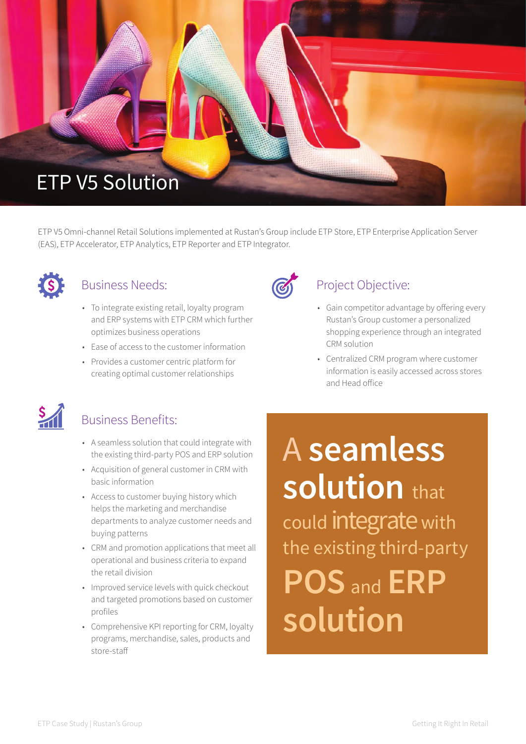# ETP V5 Solution

ETP V5 Omni-channel Retail Solutions implemented at Rustan's Group include ETP Store, ETP Enterprise Application Server (EAS), ETP Accelerator, ETP Analytics, ETP Reporter and ETP Integrator.

## Business Needs:

- To integrate existing retail, loyalty program and ERP systems with ETP CRM which further optimizes business operations
- Ease of access to the customer information
- Provides a customer centric platform for creating optimal customer relationships

## Project Objective:

- Gain competitor advantage by offering every Rustan's Group customer a personalized shopping experience through an integrated CRM solution
- Centralized CRM program where customer information is easily accessed across stores and Head office

## Business Benefits:

- A seamless solution that could integrate with the existing third-party POS and ERP solution
- Acquisition of general customer in CRM with basic information
- Access to customer buying history which helps the marketing and merchandise departments to analyze customer needs and buying patterns
- CRM and promotion applications that meet all operational and business criteria to expand the retail division
- Improved service levels with quick checkout and targeted promotions based on customer profiles
- Comprehensive KPI reporting for CRM, loyalty programs, merchandise, sales, products and store-staff

A **seamless solution** that could **integrate** with the existing third-party **POS** and **ERP solution**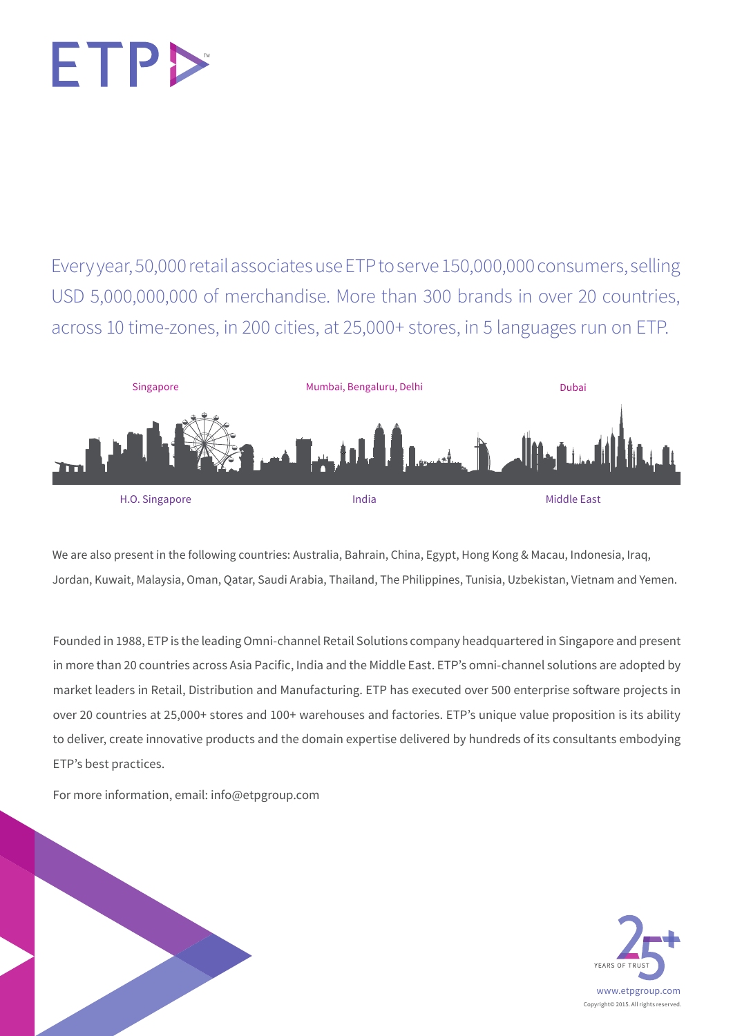# ETP

Every year, 50,000 retail associates use ETP to serve 150,000,000 consumers, selling USD 5,000,000,000 of merchandise. More than 300 brands in over 20 countries, across 10 time-zones, in 200 cities, at 25,000+ stores, in 5 languages run on ETP.

Singapore

Mumbai, Bengaluru, Delhi

Dubai

H.O. Singapore

India

Middle East

We are also present in the following countries: Australia, Bahrain, China, Egypt, Hong Kong & Macau, Indonesia, Iraq, Jordan, Kuwait, Malaysia, Oman, Qatar, Saudi Arabia, Thailand, The Philippines, Tunisia, Uzbekistan, Vietnam and Yemen.

Founded in 1988, ETP is the leading Omni-channel Retail Solutions company headquartered in Singapore and present in more than 20 countries across Asia Pacific, India and the Middle East. ETP's omni-channel solutions are adopted by market leaders in Retail, Distribution and Manufacturing. ETP has executed over 500 enterprise software projects in over 20 countries at 25,000+ stores and 100+ warehouses and factories. ETP's unique value proposition is its ability to deliver, create innovative products and the domain expertise delivered by hundreds of its consultants embodying ETP's best practices.

For more information, email: info@etpgroup.com

25+ YEARS OF TRUST

www.etpgroup.com

Copyright© 2015. All rights reserved.